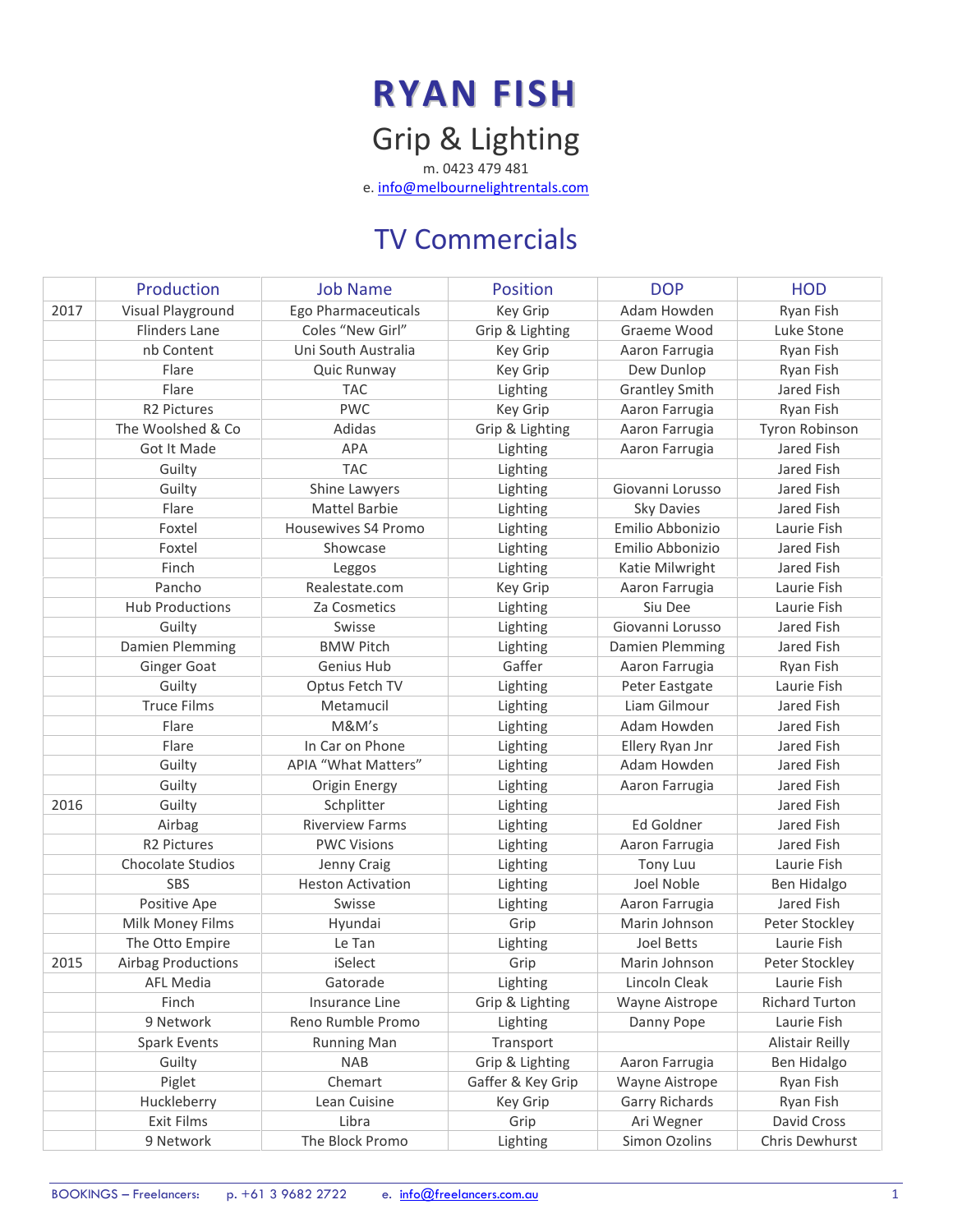# RYAN FISH

## Grip & Lighting

m. 0423 479 481

e. info@melbournelightrentals.com

## TV Commercials

| | Production | Job Name | Position | DOP | HOD |
|---|---|---|---|---|---|
| 2017 | Visual Playground | Ego Pharmaceuticals | Key Grip | Adam Howden | Ryan Fish |
| | Flinders Lane | Coles "New Girl" | Grip & Lighting | Graeme Wood | Luke Stone |
| | nb Content | Uni South Australia | Key Grip | Aaron Farrugia | Ryan Fish |
| | Flare | Quic Runway | Key Grip | Dew Dunlop | Ryan Fish |
| | Flare | TAC | Lighting | Grantley Smith | Jared Fish |
| | R2 Pictures | PWC | Key Grip | Aaron Farrugia | Ryan Fish |
| | The Woolshed & Co | Adidas | Grip & Lighting | Aaron Farrugia | Tyron Robinson |
| | Got It Made | APA | Lighting | Aaron Farrugia | Jared Fish |
| | Guilty | TAC | Lighting | | Jared Fish |
| | Guilty | Shine Lawyers | Lighting | Giovanni Lorusso | Jared Fish |
| | Flare | Mattel Barbie | Lighting | Sky Davies | Jared Fish |
| | Foxtel | Housewives S4 Promo | Lighting | Emilio Abbonizio | Laurie Fish |
| | Foxtel | Showcase | Lighting | Emilio Abbonizio | Jared Fish |
| | Finch | Leggos | Lighting | Katie Milwright | Jared Fish |
| | Pancho | Realestate.com | Key Grip | Aaron Farrugia | Laurie Fish |
| | Hub Productions | Za Cosmetics | Lighting | Siu Dee | Laurie Fish |
| | Guilty | Swisse | Lighting | Giovanni Lorusso | Jared Fish |
| | Damien Plemming | BMW Pitch | Lighting | Damien Plemming | Jared Fish |
| | Ginger Goat | Genius Hub | Gaffer | Aaron Farrugia | Ryan Fish |
| | Guilty | Optus Fetch TV | Lighting | Peter Eastgate | Laurie Fish |
| | Truce Films | Metamucil | Lighting | Liam Gilmour | Jared Fish |
| | Flare | M&M's | Lighting | Adam Howden | Jared Fish |
| | Flare | In Car on Phone | Lighting | Ellery Ryan Jnr | Jared Fish |
| | Guilty | APIA "What Matters" | Lighting | Adam Howden | Jared Fish |
| | Guilty | Origin Energy | Lighting | Aaron Farrugia | Jared Fish |
| 2016 | Guilty | Schplitter | Lighting | | Jared Fish |
| | Airbag | Riverview Farms | Lighting | Ed Goldner | Jared Fish |
| | R2 Pictures | PWC Visions | Lighting | Aaron Farrugia | Jared Fish |
| | Chocolate Studios | Jenny Craig | Lighting | Tony Luu | Laurie Fish |
| | SBS | Heston Activation | Lighting | Joel Noble | Ben Hidalgo |
| | Positive Ape | Swisse | Lighting | Aaron Farrugia | Jared Fish |
| | Milk Money Films | Hyundai | Grip | Marin Johnson | Peter Stockley |
| | The Otto Empire | Le Tan | Lighting | Joel Betts | Laurie Fish |
| 2015 | Airbag Productions | iSelect | Grip | Marin Johnson | Peter Stockley |
| | AFL Media | Gatorade | Lighting | Lincoln Cleak | Laurie Fish |
| | Finch | Insurance Line | Grip & Lighting | Wayne Aistrope | Richard Turton |
| | 9 Network | Reno Rumble Promo | Lighting | Danny Pope | Laurie Fish |
| | Spark Events | Running Man | Transport | | Alistair Reilly |
| | Guilty | NAB | Grip & Lighting | Aaron Farrugia | Ben Hidalgo |
| | Piglet | Chemart | Gaffer & Key Grip | Wayne Aistrope | Ryan Fish |
| | Huckleberry | Lean Cuisine | Key Grip | Garry Richards | Ryan Fish |
| | Exit Films | Libra | Grip | Ari Wegner | David Cross |
| | 9 Network | The Block Promo | Lighting | Simon Ozolins | Chris Dewhurst |

BOOKINGS – Freelancers: p. +61 3 9682 2722 e. info@freelancers.com.au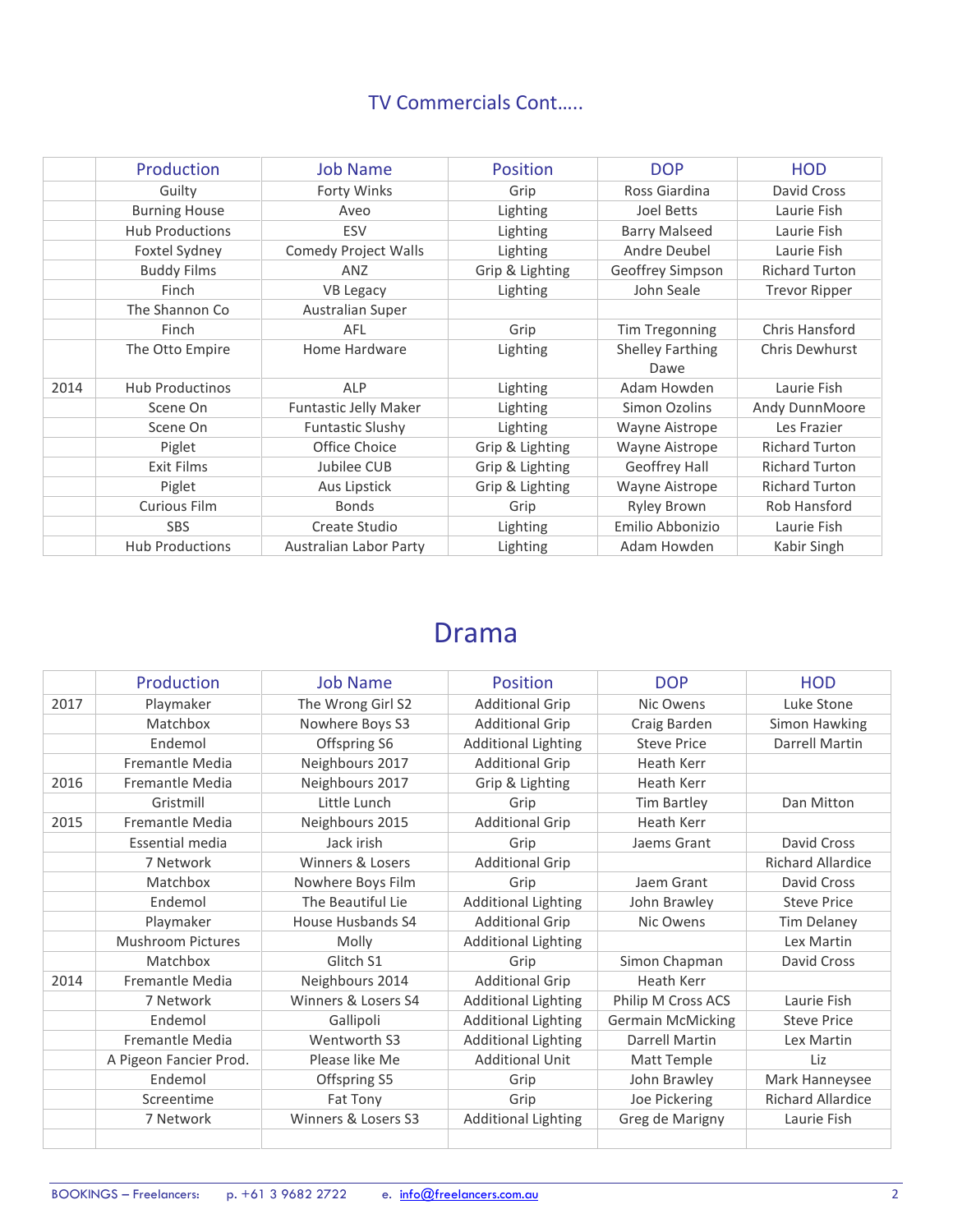## TV Commercials Cont…..

| | Production | Job Name | Position | DOP | HOD |
|---|---|---|---|---|---|
| | Guilty | Forty Winks | Grip | Ross Giardina | David Cross |
| | Burning House | Aveo | Lighting | Joel Betts | Laurie Fish |
| | Hub Productions | ESV | Lighting | Barry Malseed | Laurie Fish |
| | Foxtel Sydney | Comedy Project Walls | Lighting | Andre Deubel | Laurie Fish |
| | Buddy Films | ANZ | Grip & Lighting | Geoffrey Simpson | Richard Turton |
| | Finch | VB Legacy | Lighting | John Seale | Trevor Ripper |
| | The Shannon Co | Australian Super | | | |
| | Finch | AFL | Grip | Tim Tregonning | Chris Hansford |
| | The Otto Empire | Home Hardware | Lighting | Shelley Farthing Dawe | Chris Dewhurst |
| 2014 | Hub Productinos | ALP | Lighting | Adam Howden | Laurie Fish |
| | Scene On | Funtastic Jelly Maker | Lighting | Simon Ozolins | Andy DunnMoore |
| | Scene On | Funtastic Slushy | Lighting | Wayne Aistrope | Les Frazier |
| | Piglet | Office Choice | Grip & Lighting | Wayne Aistrope | Richard Turton |
| | Exit Films | Jubilee CUB | Grip & Lighting | Geoffrey Hall | Richard Turton |
| | Piglet | Aus Lipstick | Grip & Lighting | Wayne Aistrope | Richard Turton |
| | Curious Film | Bonds | Grip | Ryley Brown | Rob Hansford |
| | SBS | Create Studio | Lighting | Emilio Abbonizio | Laurie Fish |
| | Hub Productions | Australian Labor Party | Lighting | Adam Howden | Kabir Singh |

# Drama

| | Production | Job Name | Position | DOP | HOD |
|---|---|---|---|---|---|
| 2017 | Playmaker | The Wrong Girl S2 | Additional Grip | Nic Owens | Luke Stone |
| | Matchbox | Nowhere Boys S3 | Additional Grip | Craig Barden | Simon Hawking |
| | Endemol | Offspring S6 | Additional Lighting | Steve Price | Darrell Martin |
| | Fremantle Media | Neighbours 2017 | Additional Grip | Heath Kerr | |
| 2016 | Fremantle Media | Neighbours 2017 | Grip & Lighting | Heath Kerr | |
| | Gristmill | Little Lunch | Grip | Tim Bartley | Dan Mitton |
| 2015 | Fremantle Media | Neighbours 2015 | Additional Grip | Heath Kerr | |
| | Essential media | Jack irish | Grip | Jaems Grant | David Cross |
| | 7 Network | Winners & Losers | Additional Grip | | Richard Allardice |
| | Matchbox | Nowhere Boys Film | Grip | Jaem Grant | David Cross |
| | Endemol | The Beautiful Lie | Additional Lighting | John Brawley | Steve Price |
| | Playmaker | House Husbands S4 | Additional Grip | Nic Owens | Tim Delaney |
| | Mushroom Pictures | Molly | Additional Lighting | | Lex Martin |
| | Matchbox | Glitch S1 | Grip | Simon Chapman | David Cross |
| 2014 | Fremantle Media | Neighbours 2014 | Additional Grip | Heath Kerr | |
| | 7 Network | Winners & Losers S4 | Additional Lighting | Philip M Cross ACS | Laurie Fish |
| | Endemol | Gallipoli | Additional Lighting | Germain McMicking | Steve Price |
| | Fremantle Media | Wentworth S3 | Additional Lighting | Darrell Martin | Lex Martin |
| | A Pigeon Fancier Prod. | Please like Me | Additional Unit | Matt Temple | Liz |
| | Endemol | Offspring S5 | Grip | John Brawley | Mark Hanneysee |
| | Screentime | Fat Tony | Grip | Joe Pickering | Richard Allardice |
| | 7 Network | Winners & Losers S3 | Additional Lighting | Greg de Marigny | Laurie Fish |
| | | | | | |

BOOKINGS – Freelancers: p. +61 3 9682 2722 e. info@freelancers.com.au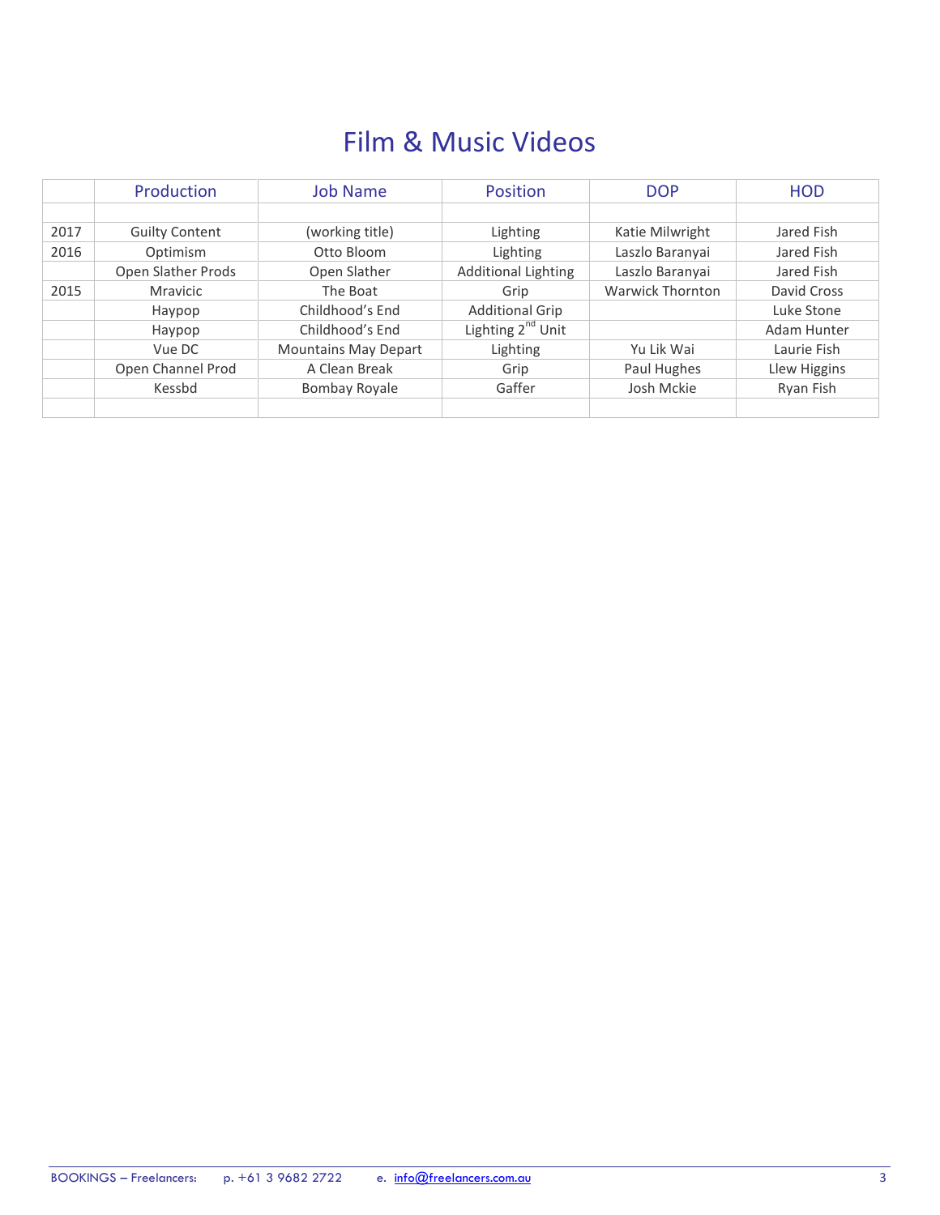# Film & Music Videos

| | Production | Job Name | Position | DOP | HOD |
|---|---|---|---|---|---|
| | | | | | |
| 2017 | Guilty Content | (working title) | Lighting | Katie Milwright | Jared Fish |
| 2016 | Optimism | Otto Bloom | Lighting | Laszlo Baranyai | Jared Fish |
| | Open Slather Prods | Open Slather | Additional Lighting | Laszlo Baranyai | Jared Fish |
| 2015 | Mravicic | The Boat | Grip | Warwick Thornton | David Cross |
| | Haypop | Childhood's End | Additional Grip | | Luke Stone |
| | Haypop | Childhood's End | Lighting 2nd Unit | | Adam Hunter |
| | Vue DC | Mountains May Depart | Lighting | Yu Lik Wai | Laurie Fish |
| | Open Channel Prod | A Clean Break | Grip | Paul Hughes | Llew Higgins |
| | Kessbd | Bombay Royale | Gaffer | Josh Mckie | Ryan Fish |
| | | | | | |

BOOKINGS – Freelancers: p. +61 3 9682 2722 e. info@freelancers.com.au